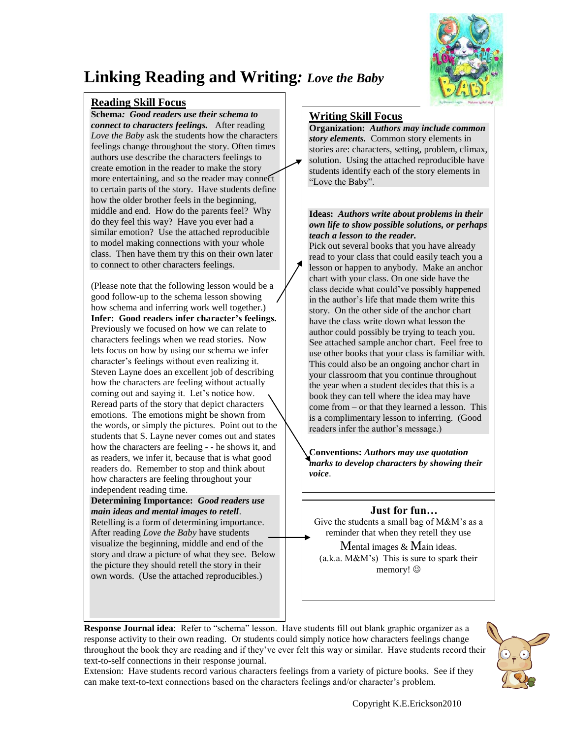# Linking Reading and Writing*: Love the Baby*

## Reading Skill Focus

**Schema*: Good readers use their schema to connect to characters feelings.*** After reading *Love the Baby* ask the students how the characters feelings change throughout the story. Often times authors use describe the characters feelings to create emotion in the reader to make the story more entertaining, and so the reader may connect to certain parts of the story. Have students define how the older brother feels in the beginning, middle and end. How do the parents feel? Why do they feel this way? Have you ever had a similar emotion? Use the attached reproducible to model making connections with your whole class. Then have them try this on their own later to connect to other characters feelings.

(Please note that the following lesson would be a good follow-up to the schema lesson showing how schema and inferring work well together.)

**Infer: Good readers infer character's feelings.** Previously we focused on how we can relate to characters feelings when we read stories. Now lets focus on how by using our schema we infer character's feelings without even realizing it. Steven Layne does an excellent job of describing how the characters are feeling without actually coming out and saying it. Let's notice how. Reread parts of the story that depict characters emotions. The emotions might be shown from the words, or simply the pictures. Point out to the students that S. Layne never comes out and states how the characters are feeling - - he shows it, and as readers, we infer it, because that is what good readers do. Remember to stop and think about how characters are feeling throughout your independent reading time.

**Determining Importance: *Good readers use main ideas and mental images to retell*.** Retelling is a form of determining importance. After reading *Love the Baby* have students visualize the beginning, middle and end of the story and draw a picture of what they see. Below the picture they should retell the story in their own words. (Use the attached reproducibles.)

## Writing Skill Focus

**Organization: *Authors may include common story elements.*** Common story elements in stories are: characters, setting, problem, climax, solution. Using the attached reproducible have students identify each of the story elements in "Love the Baby".

**Ideas: *Authors write about problems in their own life to show possible solutions, or perhaps teach a lesson to the reader.*** Pick out several books that you have already read to your class that could easily teach you a lesson or happen to anybody. Make an anchor chart with your class. On one side have the class decide what could've possibly happened in the author's life that made them write this story. On the other side of the anchor chart have the class write down what lesson the author could possibly be trying to teach you. See attached sample anchor chart. Feel free to use other books that your class is familiar with. This could also be an ongoing anchor chart in your classroom that you continue throughout the year when a student decides that this is a book they can tell where the idea may have come from – or that they learned a lesson. This is a complimentary lesson to inferring. (Good readers infer the author's message.)

**Conventions: *Authors may use quotation marks to develop characters by showing their voice*.**

### Just for fun…

Give the students a small bag of M&M's as a reminder that when they retell they use **M**ental images & **M**ain ideas. (a.k.a. M&M's) This is sure to spark their memory! ☺

**Response Journal idea**: Refer to "schema" lesson. Have students fill out blank graphic organizer as a response activity to their own reading. Or students could simply notice how characters feelings change throughout the book they are reading and if they've ever felt this way or similar. Have students record their text-to-self connections in their response journal.

Extension: Have students record various characters feelings from a variety of picture books. See if they can make text-to-text connections based on the characters feelings and/or character's problem.

Copyright K.E.Erickson2010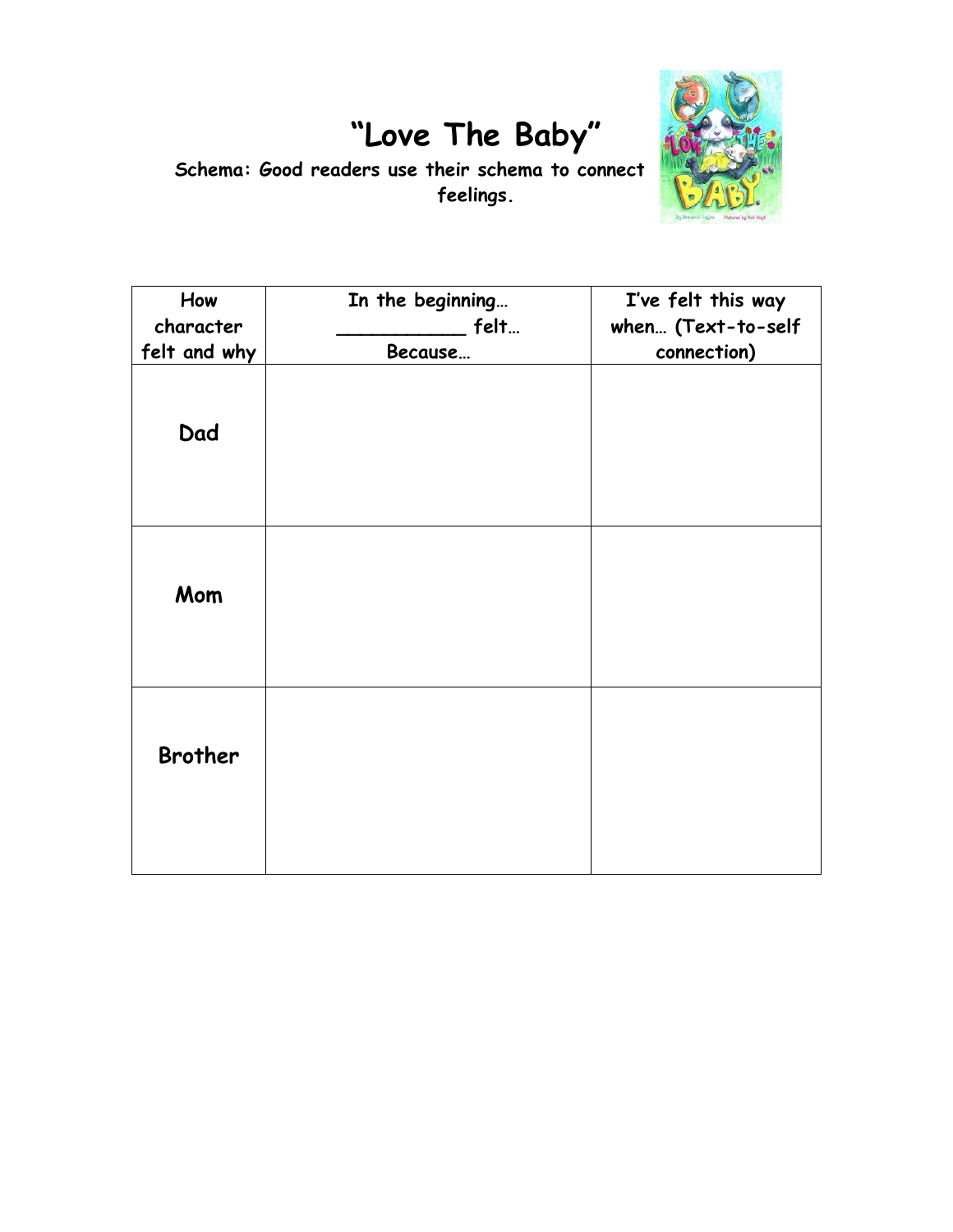# "Love The Baby"

**Schema: Good readers use their schema to connect feelings.**

| How character felt and why | In the beginning… ___________ felt… Because… | I've felt this way when… (Text-to-self connection) |
|---|---|---|
| **Dad** | | |
| **Mom** | | |
| **Brother** | | |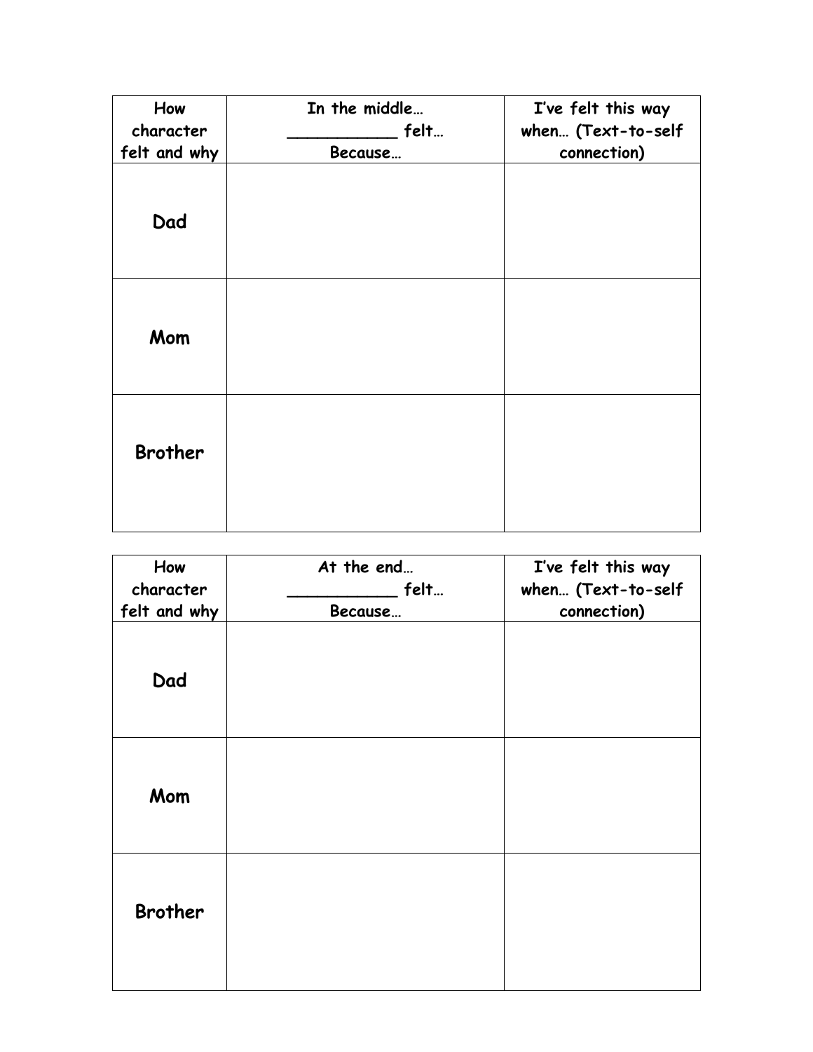| How character felt and why | In the middle… ___________ felt… Because… | I've felt this way when… (Text-to-self connection) |
| --- | --- | --- |
| **Dad** | | |
| **Mom** | | |
| **Brother** | | |

| How character felt and why | At the end… ___________ felt… Because… | I've felt this way when… (Text-to-self connection) |
| --- | --- | --- |
| **Dad** | | |
| **Mom** | | |
| **Brother** | | |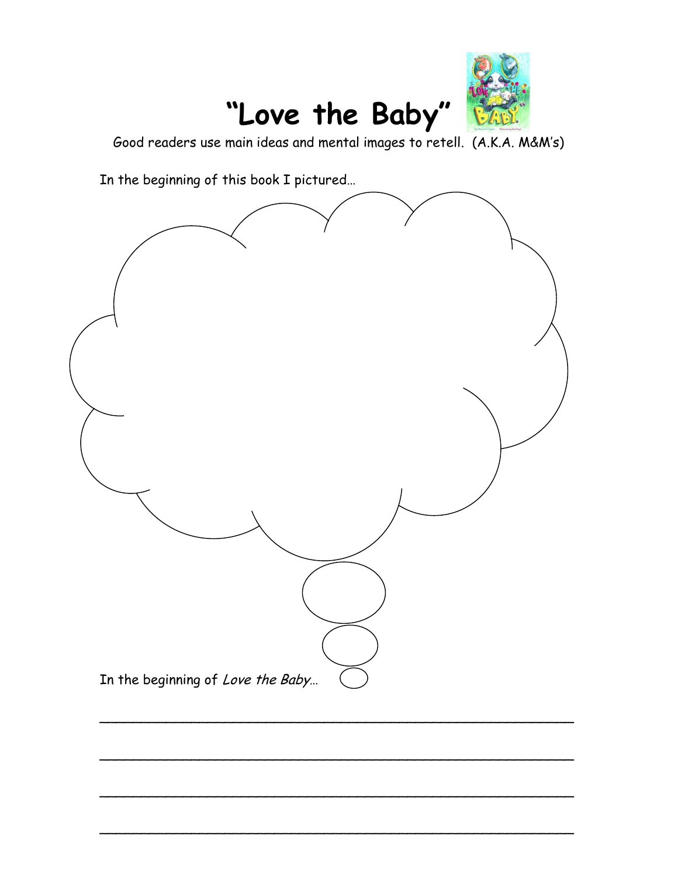# "Love the Baby"

Good readers use main ideas and mental images to retell. (A.K.A. M&M's)

In the beginning of this book I pictured…

In the beginning of *Love the Baby*…

\_\_\_\_\_\_\_\_\_\_\_\_\_\_\_\_\_\_\_\_\_\_\_\_\_\_\_\_\_\_\_\_\_\_\_\_\_\_\_\_\_\_\_\_\_\_\_\_\_\_\_\_\_\_\_\_\_\_

\_\_\_\_\_\_\_\_\_\_\_\_\_\_\_\_\_\_\_\_\_\_\_\_\_\_\_\_\_\_\_\_\_\_\_\_\_\_\_\_\_\_\_\_\_\_\_\_\_\_\_\_\_\_\_\_\_\_

\_\_\_\_\_\_\_\_\_\_\_\_\_\_\_\_\_\_\_\_\_\_\_\_\_\_\_\_\_\_\_\_\_\_\_\_\_\_\_\_\_\_\_\_\_\_\_\_\_\_\_\_\_\_\_\_\_\_

\_\_\_\_\_\_\_\_\_\_\_\_\_\_\_\_\_\_\_\_\_\_\_\_\_\_\_\_\_\_\_\_\_\_\_\_\_\_\_\_\_\_\_\_\_\_\_\_\_\_\_\_\_\_\_\_\_\_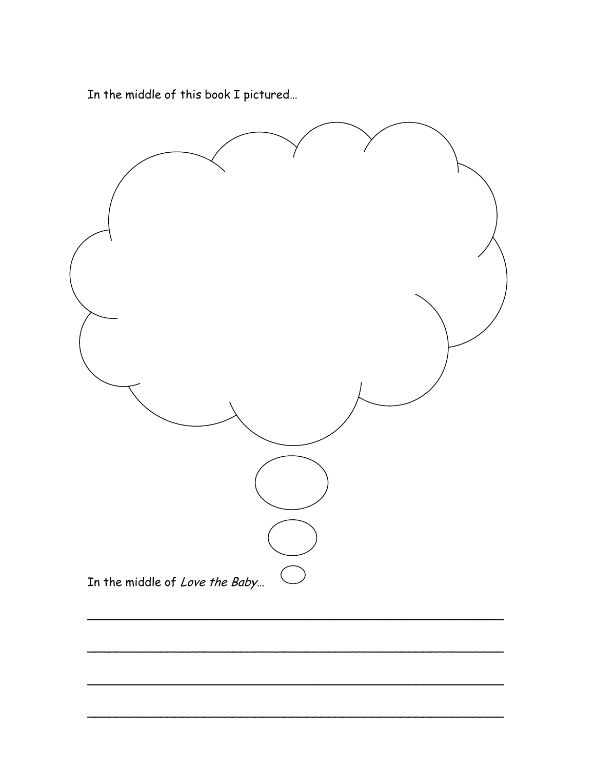In the middle of this book I pictured…

In the middle of *Love the Baby*…

______________________________________________________

______________________________________________________

______________________________________________________

______________________________________________________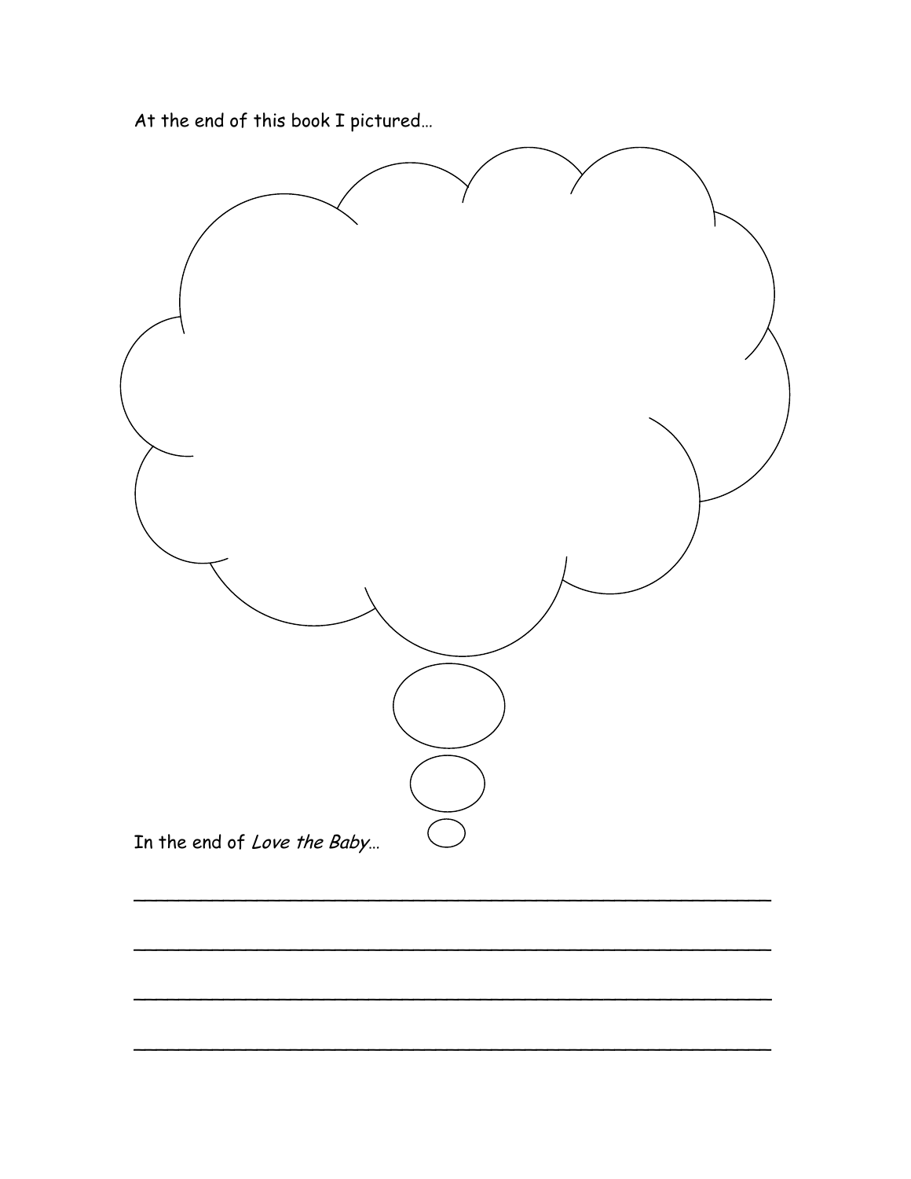At the end of this book I pictured…

In the end of *Love the Baby*…

\_\_\_\_\_\_\_\_\_\_\_\_\_\_\_\_\_\_\_\_\_\_\_\_\_\_\_\_\_\_\_\_\_\_\_\_\_\_\_\_\_\_\_\_\_\_\_\_\_\_\_\_\_\_\_\_

\_\_\_\_\_\_\_\_\_\_\_\_\_\_\_\_\_\_\_\_\_\_\_\_\_\_\_\_\_\_\_\_\_\_\_\_\_\_\_\_\_\_\_\_\_\_\_\_\_\_\_\_\_\_\_\_

\_\_\_\_\_\_\_\_\_\_\_\_\_\_\_\_\_\_\_\_\_\_\_\_\_\_\_\_\_\_\_\_\_\_\_\_\_\_\_\_\_\_\_\_\_\_\_\_\_\_\_\_\_\_\_\_

\_\_\_\_\_\_\_\_\_\_\_\_\_\_\_\_\_\_\_\_\_\_\_\_\_\_\_\_\_\_\_\_\_\_\_\_\_\_\_\_\_\_\_\_\_\_\_\_\_\_\_\_\_\_\_\_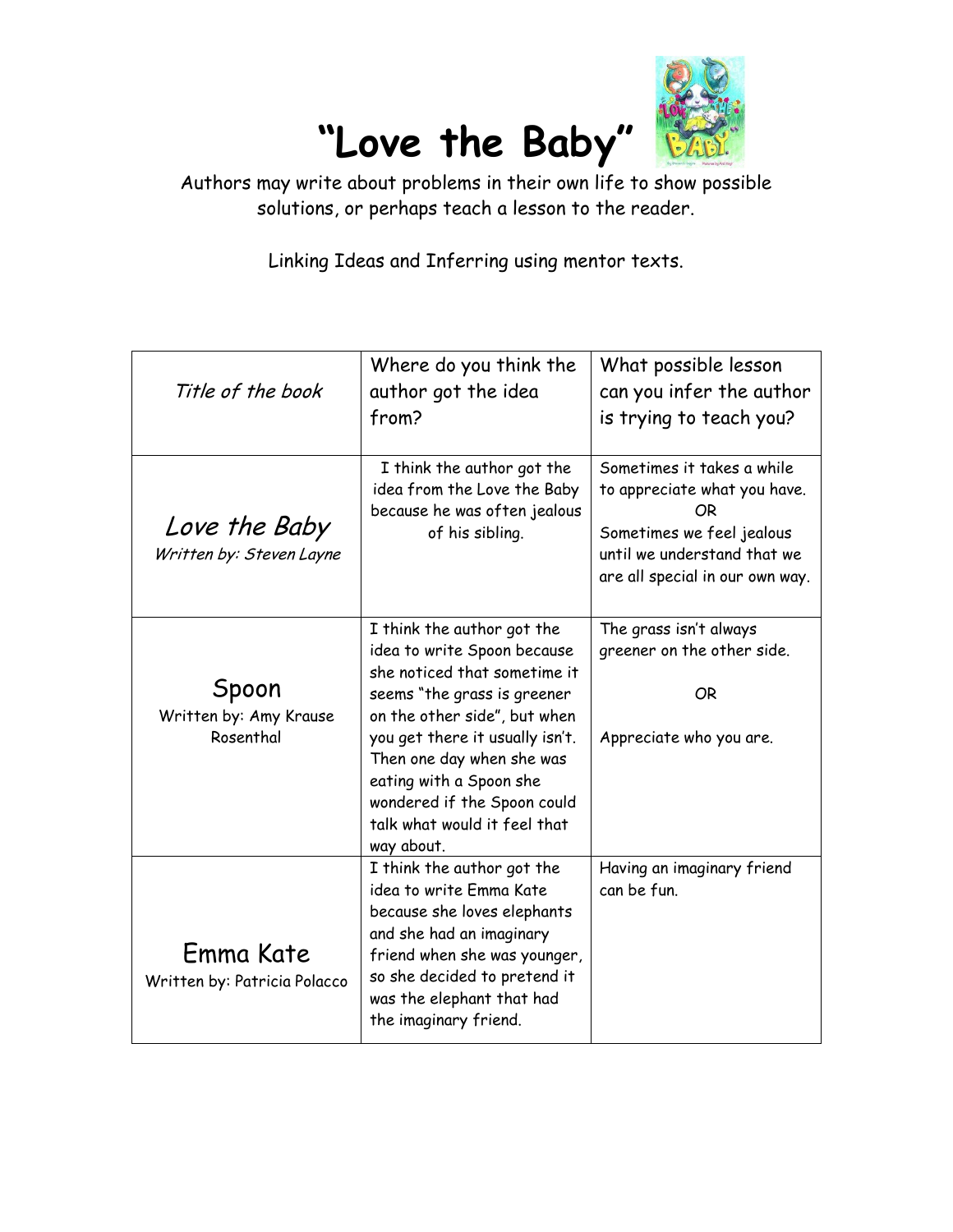# "Love the Baby"

Authors may write about problems in their own life to show possible solutions, or perhaps teach a lesson to the reader.

Linking Ideas and Inferring using mentor texts.

| *Title of the book* | Where do you think the author got the idea from? | What possible lesson can you infer the author is trying to teach you? |
|---|---|---|
| *Love the Baby*<br>*Written by: Steven Layne* | I think the author got the idea from the Love the Baby because he was often jealous of his sibling. | Sometimes it takes a while to appreciate what you have.<br>OR<br>Sometimes we feel jealous until we understand that we are all special in our own way. |
| Spoon<br>Written by: Amy Krause Rosenthal | I think the author got the idea to write Spoon because she noticed that sometime it seems "the grass is greener on the other side", but when you get there it usually isn't. Then one day when she was eating with a Spoon she wondered if the Spoon could talk what would it feel that way about. | The grass isn't always greener on the other side.<br>OR<br>Appreciate who you are. |
| Emma Kate<br>Written by: Patricia Polacco | I think the author got the idea to write Emma Kate because she loves elephants and she had an imaginary friend when she was younger, so she decided to pretend it was the elephant that had the imaginary friend. | Having an imaginary friend can be fun. |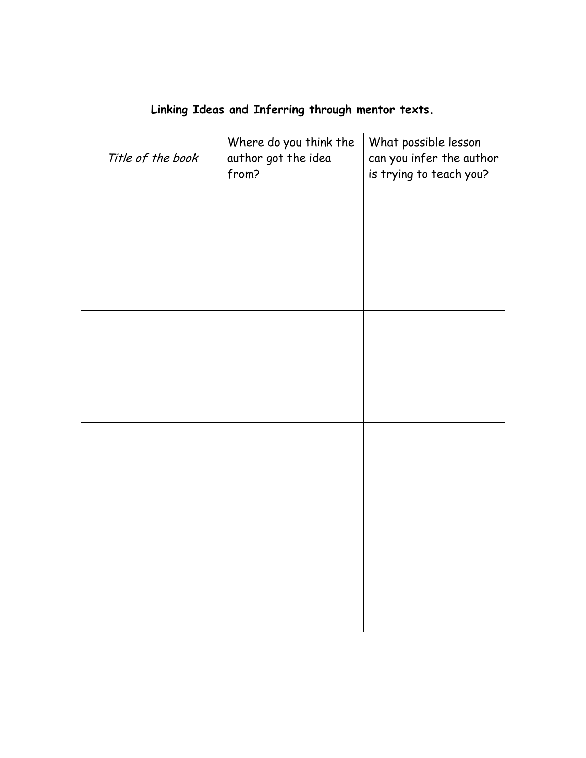**Linking Ideas and Inferring through mentor texts.**

| *Title of the book* | Where do you think the author got the idea from? | What possible lesson can you infer the author is trying to teach you? |
| --- | --- | --- |
| | | |
| | | |
| | | |
| | | |